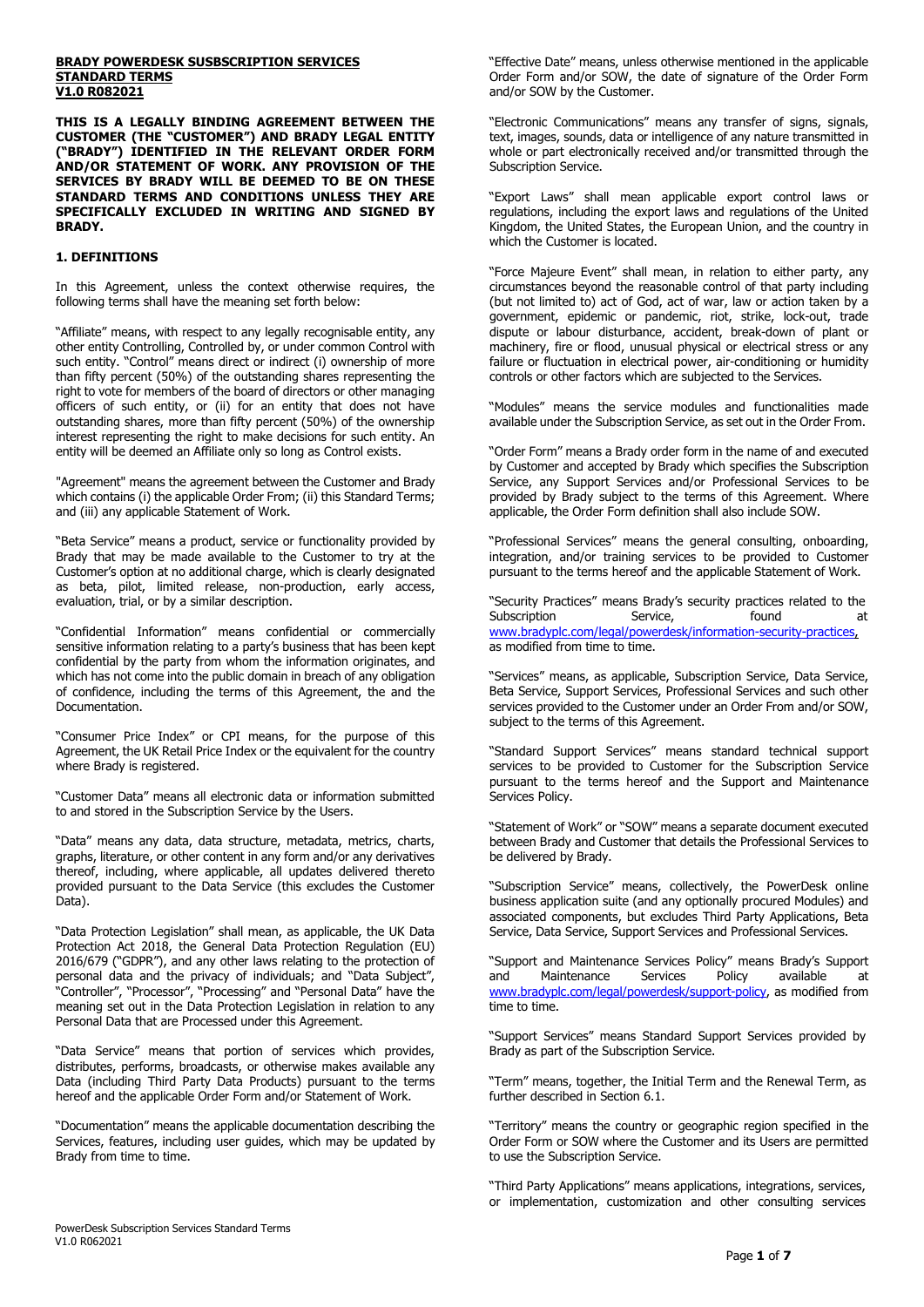**BRADY POWERDESK SUSBSCRIPTION SERVICES STANDARD TERMS V1.0 R082021**

**THIS IS A LEGALLY BINDING AGREEMENT BETWEEN THE CUSTOMER (THE "CUSTOMER") AND BRADY LEGAL ENTITY ("BRADY") IDENTIFIED IN THE RELEVANT ORDER FORM AND/OR STATEMENT OF WORK. ANY PROVISION OF THE SERVICES BY BRADY WILL BE DEEMED TO BE ON THESE STANDARD TERMS AND CONDITIONS UNLESS THEY ARE SPECIFICALLY EXCLUDED IN WRITING AND SIGNED BY BRADY.**

## 1. DEFINITIONS

In this Agreement, unless the context otherwise requires, the following terms shall have the meaning set forth below:

"Affiliate" means, with respect to any legally recognisable entity, any other entity Controlling, Controlled by, or under common Control with such entity. "Control" means direct or indirect (i) ownership of more than fifty percent (50%) of the outstanding shares representing the right to vote for members of the board of directors or other managing officers of such entity, or (ii) for an entity that does not have outstanding shares, more than fifty percent (50%) of the ownership interest representing the right to make decisions for such entity. An entity will be deemed an Affiliate only so long as Control exists.

"Agreement" means the agreement between the Customer and Brady which contains (i) the applicable Order From; (ii) this Standard Terms; and (iii) any applicable Statement of Work.

"Beta Service" means a product, service or functionality provided by Brady that may be made available to the Customer to try at the Customer's option at no additional charge, which is clearly designated as beta, pilot, limited release, non-production, early access, evaluation, trial, or by a similar description.

"Confidential Information" means confidential or commercially sensitive information relating to a party's business that has been kept confidential by the party from whom the information originates, and which has not come into the public domain in breach of any obligation of confidence, including the terms of this Agreement, the and the Documentation.

"Consumer Price Index" or CPI means, for the purpose of this Agreement, the UK Retail Price Index or the equivalent for the country where Brady is registered.

"Customer Data" means all electronic data or information submitted to and stored in the Subscription Service by the Users.

"Data" means any data, data structure, metadata, metrics, charts, graphs, literature, or other content in any form and/or any derivatives thereof, including, where applicable, all updates delivered thereto provided pursuant to the Data Service (this excludes the Customer Data).

"Data Protection Legislation" shall mean, as applicable, the UK Data Protection Act 2018, the General Data Protection Regulation (EU) 2016/679 ("GDPR"), and any other laws relating to the protection of personal data and the privacy of individuals; and "Data Subject", "Controller", "Processor", "Processing" and "Personal Data" have the meaning set out in the Data Protection Legislation in relation to any Personal Data that are Processed under this Agreement.

"Data Service" means that portion of services which provides, distributes, performs, broadcasts, or otherwise makes available any Data (including Third Party Data Products) pursuant to the terms hereof and the applicable Order Form and/or Statement of Work.

"Documentation" means the applicable documentation describing the Services, features, including user guides, which may be updated by Brady from time to time.

"Effective Date" means, unless otherwise mentioned in the applicable Order Form and/or SOW, the date of signature of the Order Form and/or SOW by the Customer.

"Electronic Communications" means any transfer of signs, signals, text, images, sounds, data or intelligence of any nature transmitted in whole or part electronically received and/or transmitted through the Subscription Service.

"Export Laws" shall mean applicable export control laws or regulations, including the export laws and regulations of the United Kingdom, the United States, the European Union, and the country in which the Customer is located.

"Force Majeure Event" shall mean, in relation to either party, any circumstances beyond the reasonable control of that party including (but not limited to) act of God, act of war, law or action taken by a government, epidemic or pandemic, riot, strike, lock-out, trade dispute or labour disturbance, accident, break-down of plant or machinery, fire or flood, unusual physical or electrical stress or any failure or fluctuation in electrical power, air-conditioning or humidity controls or other factors which are subjected to the Services.

"Modules" means the service modules and functionalities made available under the Subscription Service, as set out in the Order From.

"Order Form" means a Brady order form in the name of and executed by Customer and accepted by Brady which specifies the Subscription Service, any Support Services and/or Professional Services to be provided by Brady subject to the terms of this Agreement. Where applicable, the Order Form definition shall also include SOW.

"Professional Services" means the general consulting, onboarding, integration, and/or training services to be provided to Customer pursuant to the terms hereof and the applicable Statement of Work.

"Security Practices" means Brady's security practices related to the Subscription Service, found at www.bradyplc.com/legal/powerdesk/information-security-practices, as modified from time to time.

"Services" means, as applicable, Subscription Service, Data Service, Beta Service, Support Services, Professional Services and such other services provided to the Customer under an Order From and/or SOW, subject to the terms of this Agreement.

"Standard Support Services" means standard technical support services to be provided to Customer for the Subscription Service pursuant to the terms hereof and the Support and Maintenance Services Policy.

"Statement of Work" or "SOW" means a separate document executed between Brady and Customer that details the Professional Services to be delivered by Brady.

"Subscription Service" means, collectively, the PowerDesk online business application suite (and any optionally procured Modules) and associated components, but excludes Third Party Applications, Beta Service, Data Service, Support Services and Professional Services.

"Support and Maintenance Services Policy" means Brady's Support and Maintenance Services Policy available at www.bradyplc.com/legal/powerdesk/support-policy, as modified from time to time.

"Support Services" means Standard Support Services provided by Brady as part of the Subscription Service.

"Term" means, together, the Initial Term and the Renewal Term, as further described in Section 6.1.

"Territory" means the country or geographic region specified in the Order Form or SOW where the Customer and its Users are permitted to use the Subscription Service.

"Third Party Applications" means applications, integrations, services, or implementation, customization and other consulting services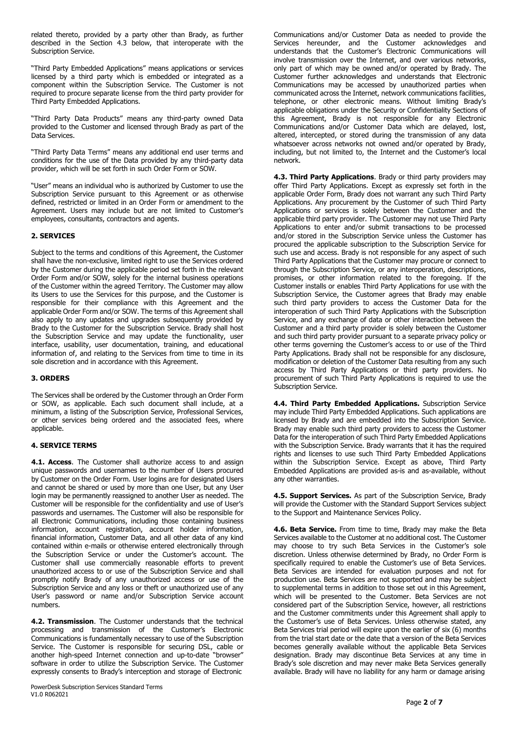related thereto, provided by a party other than Brady, as further described in the Section 4.3 below, that interoperate with the Subscription Service.

"Third Party Embedded Applications" means applications or services licensed by a third party which is embedded or integrated as a component within the Subscription Service. The Customer is not required to procure separate license from the third party provider for Third Party Embedded Applications.

"Third Party Data Products" means any third-party owned Data provided to the Customer and licensed through Brady as part of the Data Services.

"Third Party Data Terms" means any additional end user terms and conditions for the use of the Data provided by any third-party data provider, which will be set forth in such Order Form or SOW.

"User" means an individual who is authorized by Customer to use the Subscription Service pursuant to this Agreement or as otherwise defined, restricted or limited in an Order Form or amendment to the Agreement. Users may include but are not limited to Customer's employees, consultants, contractors and agents.

## 2. SERVICES

Subject to the terms and conditions of this Agreement, the Customer shall have the non-exclusive, limited right to use the Services ordered by the Customer during the applicable period set forth in the relevant Order Form and/or SOW, solely for the internal business operations of the Customer within the agreed Territory. The Customer may allow its Users to use the Services for this purpose, and the Customer is responsible for their compliance with this Agreement and the applicable Order Form and/or SOW. The terms of this Agreement shall also apply to any updates and upgrades subsequently provided by Brady to the Customer for the Subscription Service. Brady shall host the Subscription Service and may update the functionality, user interface, usability, user documentation, training, and educational information of, and relating to the Services from time to time in its sole discretion and in accordance with this Agreement.

## 3. ORDERS

The Services shall be ordered by the Customer through an Order Form or SOW, as applicable. Each such document shall include, at a minimum, a listing of the Subscription Service, Professional Services, or other services being ordered and the associated fees, where applicable.

## 4. SERVICE TERMS

**4.1. Access**. The Customer shall authorize access to and assign unique passwords and usernames to the number of Users procured by Customer on the Order Form. User logins are for designated Users and cannot be shared or used by more than one User, but any User login may be permanently reassigned to another User as needed. The Customer will be responsible for the confidentiality and use of User's passwords and usernames. The Customer will also be responsible for all Electronic Communications, including those containing business information, account registration, account holder information, financial information, Customer Data, and all other data of any kind contained within e-mails or otherwise entered electronically through the Subscription Service or under the Customer's account. The Customer shall use commercially reasonable efforts to prevent unauthorized access to or use of the Subscription Service and shall promptly notify Brady of any unauthorized access or use of the Subscription Service and any loss or theft or unauthorized use of any User's password or name and/or Subscription Service account numbers.

**4.2. Transmission**. The Customer understands that the technical processing and transmission of the Customer's Electronic Communications is fundamentally necessary to use of the Subscription Service. The Customer is responsible for securing DSL, cable or another high-speed Internet connection and up-to-date "browser" software in order to utilize the Subscription Service. The Customer expressly consents to Brady's interception and storage of Electronic Communications and/or Customer Data as needed to provide the Services hereunder, and the Customer acknowledges and understands that the Customer's Electronic Communications will involve transmission over the Internet, and over various networks, only part of which may be owned and/or operated by Brady. The Customer further acknowledges and understands that Electronic Communications may be accessed by unauthorized parties when communicated across the Internet, network communications facilities, telephone, or other electronic means. Without limiting Brady's applicable obligations under the Security or Confidentiality Sections of this Agreement, Brady is not responsible for any Electronic Communications and/or Customer Data which are delayed, lost, altered, intercepted, or stored during the transmission of any data whatsoever across networks not owned and/or operated by Brady, including, but not limited to, the Internet and the Customer's local network.

**4.3. Third Party Applications**. Brady or third party providers may offer Third Party Applications. Except as expressly set forth in the applicable Order Form, Brady does not warrant any such Third Party Applications. Any procurement by the Customer of such Third Party Applications or services is solely between the Customer and the applicable third party provider. The Customer may not use Third Party Applications to enter and/or submit transactions to be processed and/or stored in the Subscription Service unless the Customer has procured the applicable subscription to the Subscription Service for such use and access. Brady is not responsible for any aspect of such Third Party Applications that the Customer may procure or connect to through the Subscription Service, or any interoperation, descriptions, promises, or other information related to the foregoing. If the Customer installs or enables Third Party Applications for use with the Subscription Service, the Customer agrees that Brady may enable such third party providers to access the Customer Data for the interoperation of such Third Party Applications with the Subscription Service, and any exchange of data or other interaction between the Customer and a third party provider is solely between the Customer and such third party provider pursuant to a separate privacy policy or other terms governing the Customer's access to or use of the Third Party Applications. Brady shall not be responsible for any disclosure, modification or deletion of the Customer Data resulting from any such access by Third Party Applications or third party providers. No procurement of such Third Party Applications is required to use the Subscription Service.

**4.4. Third Party Embedded Applications.** Subscription Service may include Third Party Embedded Applications. Such applications are licensed by Brady and are embedded into the Subscription Service. Brady may enable such third party providers to access the Customer Data for the interoperation of such Third Party Embedded Applications with the Subscription Service. Brady warrants that it has the required rights and licenses to use such Third Party Embedded Applications within the Subscription Service. Except as above, Third Party Embedded Applications are provided as-is and as-available, without any other warranties.

**4.5. Support Services.** As part of the Subscription Service, Brady will provide the Customer with the Standard Support Services subject to the Support and Maintenance Services Policy.

**4.6. Beta Service.** From time to time, Brady may make the Beta Services available to the Customer at no additional cost. The Customer may choose to try such Beta Services in the Customer's sole discretion. Unless otherwise determined by Brady, no Order Form is specifically required to enable the Customer's use of Beta Services. Beta Services are intended for evaluation purposes and not for production use. Beta Services are not supported and may be subject to supplemental terms in addition to those set out in this Agreement, which will be presented to the Customer. Beta Services are not considered part of the Subscription Service, however, all restrictions and the Customer commitments under this Agreement shall apply to the Customer's use of Beta Services. Unless otherwise stated, any Beta Services trial period will expire upon the earlier of six (6) months from the trial start date or the date that a version of the Beta Services becomes generally available without the applicable Beta Services designation. Brady may discontinue Beta Services at any time in Brady's sole discretion and may never make Beta Services generally available. Brady will have no liability for any harm or damage arising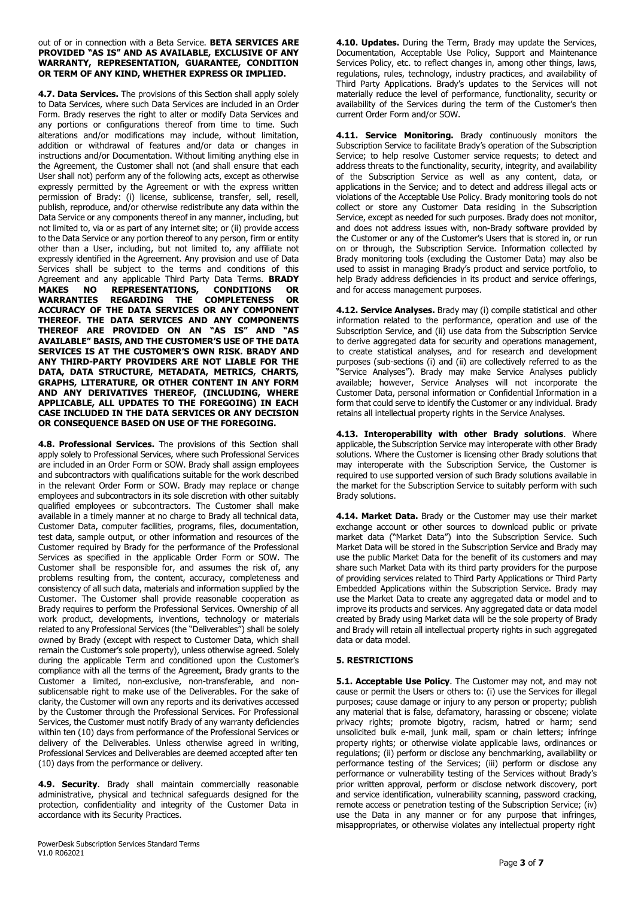out of or in connection with a Beta Service. **BETA SERVICES ARE PROVIDED "AS IS" AND AS AVAILABLE, EXCLUSIVE OF ANY WARRANTY, REPRESENTATION, GUARANTEE, CONDITION OR TERM OF ANY KIND, WHETHER EXPRESS OR IMPLIED.**

**4.7. Data Services.** The provisions of this Section shall apply solely to Data Services, where such Data Services are included in an Order Form. Brady reserves the right to alter or modify Data Services and any portions or configurations thereof from time to time. Such alterations and/or modifications may include, without limitation, addition or withdrawal of features and/or data or changes in instructions and/or Documentation. Without limiting anything else in the Agreement, the Customer shall not (and shall ensure that each User shall not) perform any of the following acts, except as otherwise expressly permitted by the Agreement or with the express written permission of Brady: (i) license, sublicense, transfer, sell, resell, publish, reproduce, and/or otherwise redistribute any data within the Data Service or any components thereof in any manner, including, but not limited to, via or as part of any internet site; or (ii) provide access to the Data Service or any portion thereof to any person, firm or entity other than a User, including, but not limited to, any affiliate not expressly identified in the Agreement. Any provision and use of Data Services shall be subject to the terms and conditions of this Agreement and any applicable Third Party Data Terms. **BRADY MAKES NO REPRESENTATIONS, CONDITIONS OR WARRANTIES REGARDING THE COMPLETENESS OR ACCURACY OF THE DATA SERVICES OR ANY COMPONENT THEREOF. THE DATA SERVICES AND ANY COMPONENTS THEREOF ARE PROVIDED ON AN "AS IS" AND "AS AVAILABLE" BASIS, AND THE CUSTOMER'S USE OF THE DATA SERVICES IS AT THE CUSTOMER'S OWN RISK. BRADY AND ANY THIRD-PARTY PROVIDERS ARE NOT LIABLE FOR THE DATA, DATA STRUCTURE, METADATA, METRICS, CHARTS, GRAPHS, LITERATURE, OR OTHER CONTENT IN ANY FORM AND ANY DERIVATIVES THEREOF, (INCLUDING, WHERE APPLICABLE, ALL UPDATES TO THE FOREGOING) IN EACH CASE INCLUDED IN THE DATA SERVICES OR ANY DECISION OR CONSEQUENCE BASED ON USE OF THE FOREGOING.**

**4.8. Professional Services.** The provisions of this Section shall apply solely to Professional Services, where such Professional Services are included in an Order Form or SOW. Brady shall assign employees and subcontractors with qualifications suitable for the work described in the relevant Order Form or SOW. Brady may replace or change employees and subcontractors in its sole discretion with other suitably qualified employees or subcontractors. The Customer shall make available in a timely manner at no charge to Brady all technical data, Customer Data, computer facilities, programs, files, documentation, test data, sample output, or other information and resources of the Customer required by Brady for the performance of the Professional Services as specified in the applicable Order Form or SOW. The Customer shall be responsible for, and assumes the risk of, any problems resulting from, the content, accuracy, completeness and consistency of all such data, materials and information supplied by the Customer. The Customer shall provide reasonable cooperation as Brady requires to perform the Professional Services. Ownership of all work product, developments, inventions, technology or materials related to any Professional Services (the "Deliverables") shall be solely owned by Brady (except with respect to Customer Data, which shall remain the Customer's sole property), unless otherwise agreed. Solely during the applicable Term and conditioned upon the Customer's compliance with all the terms of the Agreement, Brady grants to the Customer a limited, non-exclusive, non-transferable, and non-sublicensable right to make use of the Deliverables. For the sake of clarity, the Customer will own any reports and its derivatives accessed by the Customer through the Professional Services. For Professional Services, the Customer must notify Brady of any warranty deficiencies within ten (10) days from performance of the Professional Services or delivery of the Deliverables. Unless otherwise agreed in writing, Professional Services and Deliverables are deemed accepted after ten (10) days from the performance or delivery.

**4.9. Security**. Brady shall maintain commercially reasonable administrative, physical and technical safeguards designed for the protection, confidentiality and integrity of the Customer Data in accordance with its Security Practices.

**4.10. Updates.** During the Term, Brady may update the Services, Documentation, Acceptable Use Policy, Support and Maintenance Services Policy, etc. to reflect changes in, among other things, laws, regulations, rules, technology, industry practices, and availability of Third Party Applications. Brady's updates to the Services will not materially reduce the level of performance, functionality, security or availability of the Services during the term of the Customer's then current Order Form and/or SOW.

**4.11. Service Monitoring.** Brady continuously monitors the Subscription Service to facilitate Brady's operation of the Subscription Service; to help resolve Customer service requests; to detect and address threats to the functionality, security, integrity, and availability of the Subscription Service as well as any content, data, or applications in the Service; and to detect and address illegal acts or violations of the Acceptable Use Policy. Brady monitoring tools do not collect or store any Customer Data residing in the Subscription Service, except as needed for such purposes. Brady does not monitor, and does not address issues with, non-Brady software provided by the Customer or any of the Customer's Users that is stored in, or run on or through, the Subscription Service. Information collected by Brady monitoring tools (excluding the Customer Data) may also be used to assist in managing Brady's product and service portfolio, to help Brady address deficiencies in its product and service offerings, and for access management purposes.

**4.12. Service Analyses.** Brady may (i) compile statistical and other information related to the performance, operation and use of the Subscription Service, and (ii) use data from the Subscription Service to derive aggregated data for security and operations management, to create statistical analyses, and for research and development purposes (sub-sections (i) and (ii) are collectively referred to as the "Service Analyses"). Brady may make Service Analyses publicly available; however, Service Analyses will not incorporate the Customer Data, personal information or Confidential Information in a form that could serve to identify the Customer or any individual. Brady retains all intellectual property rights in the Service Analyses.

**4.13. Interoperability with other Brady solutions**. Where applicable, the Subscription Service may interoperate with other Brady solutions. Where the Customer is licensing other Brady solutions that may interoperate with the Subscription Service, the Customer is required to use supported version of such Brady solutions available in the market for the Subscription Service to suitably perform with such Brady solutions.

**4.14. Market Data.** Brady or the Customer may use their market exchange account or other sources to download public or private market data ("Market Data") into the Subscription Service. Such Market Data will be stored in the Subscription Service and Brady may use the public Market Data for the benefit of its customers and may share such Market Data with its third party providers for the purpose of providing services related to Third Party Applications or Third Party Embedded Applications within the Subscription Service. Brady may use the Market Data to create any aggregated data or model and to improve its products and services. Any aggregated data or data model created by Brady using Market data will be the sole property of Brady and Brady will retain all intellectual property rights in such aggregated data or data model.

## 5. RESTRICTIONS

**5.1. Acceptable Use Policy**. The Customer may not, and may not cause or permit the Users or others to: (i) use the Services for illegal purposes; cause damage or injury to any person or property; publish any material that is false, defamatory, harassing or obscene; violate privacy rights; promote bigotry, racism, hatred or harm; send unsolicited bulk e-mail, junk mail, spam or chain letters; infringe property rights; or otherwise violate applicable laws, ordinances or regulations; (ii) perform or disclose any benchmarking, availability or performance testing of the Services; (iii) perform or disclose any performance or vulnerability testing of the Services without Brady's prior written approval, perform or disclose network discovery, port and service identification, vulnerability scanning, password cracking, remote access or penetration testing of the Subscription Service; (iv) use the Data in any manner or for any purpose that infringes, misappropriates, or otherwise violates any intellectual property right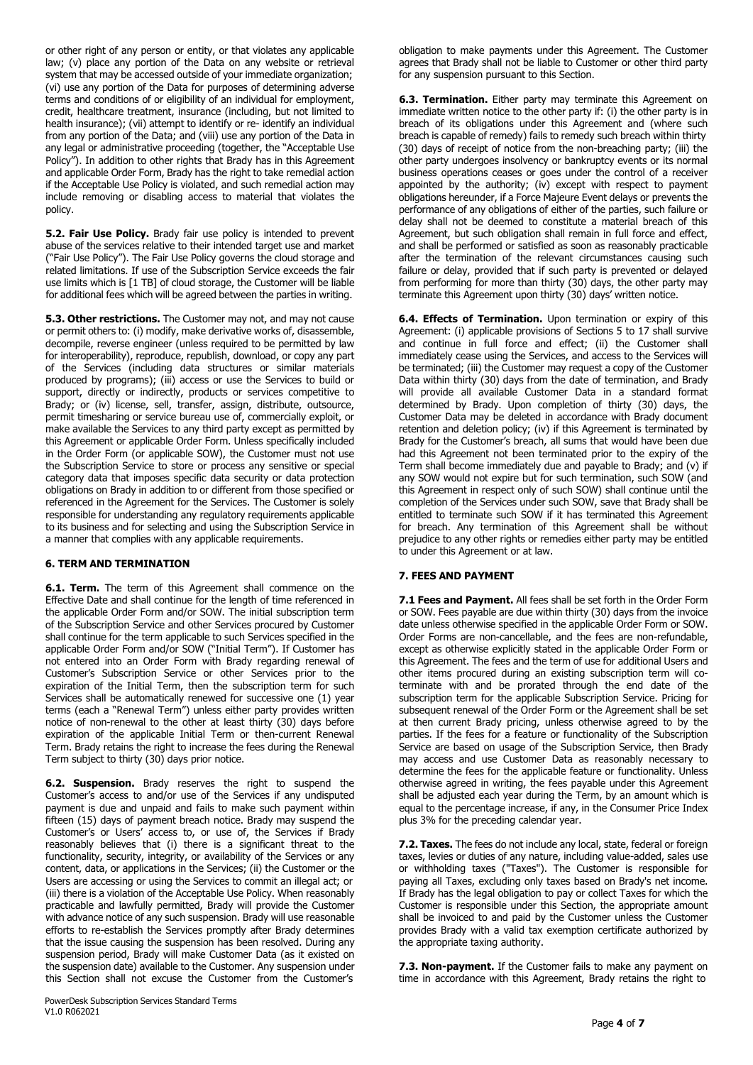or other right of any person or entity, or that violates any applicable law; (v) place any portion of the Data on any website or retrieval system that may be accessed outside of your immediate organization; (vi) use any portion of the Data for purposes of determining adverse terms and conditions of or eligibility of an individual for employment, credit, healthcare treatment, insurance (including, but not limited to health insurance); (vii) attempt to identify or re- identify an individual from any portion of the Data; and (viii) use any portion of the Data in any legal or administrative proceeding (together, the "Acceptable Use Policy"). In addition to other rights that Brady has in this Agreement and applicable Order Form, Brady has the right to take remedial action if the Acceptable Use Policy is violated, and such remedial action may include removing or disabling access to material that violates the policy.

**5.2. Fair Use Policy.** Brady fair use policy is intended to prevent abuse of the services relative to their intended target use and market ("Fair Use Policy"). The Fair Use Policy governs the cloud storage and related limitations. If use of the Subscription Service exceeds the fair use limits which is [1 TB] of cloud storage, the Customer will be liable for additional fees which will be agreed between the parties in writing.

**5.3. Other restrictions.** The Customer may not, and may not cause or permit others to: (i) modify, make derivative works of, disassemble, decompile, reverse engineer (unless required to be permitted by law for interoperability), reproduce, republish, download, or copy any part of the Services (including data structures or similar materials produced by programs); (iii) access or use the Services to build or support, directly or indirectly, products or services competitive to Brady; or (iv) license, sell, transfer, assign, distribute, outsource, permit timesharing or service bureau use of, commercially exploit, or make available the Services to any third party except as permitted by this Agreement or applicable Order Form. Unless specifically included in the Order Form (or applicable SOW), the Customer must not use the Subscription Service to store or process any sensitive or special category data that imposes specific data security or data protection obligations on Brady in addition to or different from those specified or referenced in the Agreement for the Services. The Customer is solely responsible for understanding any regulatory requirements applicable to its business and for selecting and using the Subscription Service in a manner that complies with any applicable requirements.

## 6. TERM AND TERMINATION

**6.1. Term.** The term of this Agreement shall commence on the Effective Date and shall continue for the length of time referenced in the applicable Order Form and/or SOW. The initial subscription term of the Subscription Service and other Services procured by Customer shall continue for the term applicable to such Services specified in the applicable Order Form and/or SOW ("Initial Term"). If Customer has not entered into an Order Form with Brady regarding renewal of Customer's Subscription Service or other Services prior to the expiration of the Initial Term, then the subscription term for such Services shall be automatically renewed for successive one (1) year terms (each a "Renewal Term") unless either party provides written notice of non-renewal to the other at least thirty (30) days before expiration of the applicable Initial Term or then-current Renewal Term. Brady retains the right to increase the fees during the Renewal Term subject to thirty (30) days prior notice.

**6.2. Suspension.** Brady reserves the right to suspend the Customer's access to and/or use of the Services if any undisputed payment is due and unpaid and fails to make such payment within fifteen (15) days of payment breach notice. Brady may suspend the Customer's or Users' access to, or use of, the Services if Brady reasonably believes that (i) there is a significant threat to the functionality, security, integrity, or availability of the Services or any content, data, or applications in the Services; (ii) the Customer or the Users are accessing or using the Services to commit an illegal act; or (iii) there is a violation of the Acceptable Use Policy. When reasonably practicable and lawfully permitted, Brady will provide the Customer with advance notice of any such suspension. Brady will use reasonable efforts to re-establish the Services promptly after Brady determines that the issue causing the suspension has been resolved. During any suspension period, Brady will make Customer Data (as it existed on the suspension date) available to the Customer. Any suspension under this Section shall not excuse the Customer from the Customer's obligation to make payments under this Agreement. The Customer agrees that Brady shall not be liable to Customer or other third party for any suspension pursuant to this Section.

**6.3. Termination.** Either party may terminate this Agreement on immediate written notice to the other party if: (i) the other party is in breach of its obligations under this Agreement and (where such breach is capable of remedy) fails to remedy such breach within thirty (30) days of receipt of notice from the non-breaching party; (iii) the other party undergoes insolvency or bankruptcy events or its normal business operations ceases or goes under the control of a receiver appointed by the authority; (iv) except with respect to payment obligations hereunder, if a Force Majeure Event delays or prevents the performance of any obligations of either of the parties, such failure or delay shall not be deemed to constitute a material breach of this Agreement, but such obligation shall remain in full force and effect, and shall be performed or satisfied as soon as reasonably practicable after the termination of the relevant circumstances causing such failure or delay, provided that if such party is prevented or delayed from performing for more than thirty (30) days, the other party may terminate this Agreement upon thirty (30) days' written notice.

**6.4. Effects of Termination.** Upon termination or expiry of this Agreement: (i) applicable provisions of Sections 5 to 17 shall survive and continue in full force and effect; (ii) the Customer shall immediately cease using the Services, and access to the Services will be terminated; (iii) the Customer may request a copy of the Customer Data within thirty (30) days from the date of termination, and Brady will provide all available Customer Data in a standard format determined by Brady. Upon completion of thirty (30) days, the Customer Data may be deleted in accordance with Brady document retention and deletion policy; (iv) if this Agreement is terminated by Brady for the Customer's breach, all sums that would have been due had this Agreement not been terminated prior to the expiry of the Term shall become immediately due and payable to Brady; and (v) if any SOW would not expire but for such termination, such SOW (and this Agreement in respect only of such SOW) shall continue until the completion of the Services under such SOW, save that Brady shall be entitled to terminate such SOW if it has terminated this Agreement for breach. Any termination of this Agreement shall be without prejudice to any other rights or remedies either party may be entitled to under this Agreement or at law.

## 7. FEES AND PAYMENT

**7.1 Fees and Payment.** All fees shall be set forth in the Order Form or SOW. Fees payable are due within thirty (30) days from the invoice date unless otherwise specified in the applicable Order Form or SOW. Order Forms are non-cancellable, and the fees are non-refundable, except as otherwise explicitly stated in the applicable Order Form or this Agreement. The fees and the term of use for additional Users and other items procured during an existing subscription term will co-terminate with and be prorated through the end date of the subscription term for the applicable Subscription Service. Pricing for subsequent renewal of the Order Form or the Agreement shall be set at then current Brady pricing, unless otherwise agreed to by the parties. If the fees for a feature or functionality of the Subscription Service are based on usage of the Subscription Service, then Brady may access and use Customer Data as reasonably necessary to determine the fees for the applicable feature or functionality. Unless otherwise agreed in writing, the fees payable under this Agreement shall be adjusted each year during the Term, by an amount which is equal to the percentage increase, if any, in the Consumer Price Index plus 3% for the preceding calendar year.

**7.2. Taxes.** The fees do not include any local, state, federal or foreign taxes, levies or duties of any nature, including value-added, sales use or withholding taxes ("Taxes"). The Customer is responsible for paying all Taxes, excluding only taxes based on Brady's net income. If Brady has the legal obligation to pay or collect Taxes for which the Customer is responsible under this Section, the appropriate amount shall be invoiced to and paid by the Customer unless the Customer provides Brady with a valid tax exemption certificate authorized by the appropriate taxing authority.

**7.3. Non-payment.** If the Customer fails to make any payment on time in accordance with this Agreement, Brady retains the right to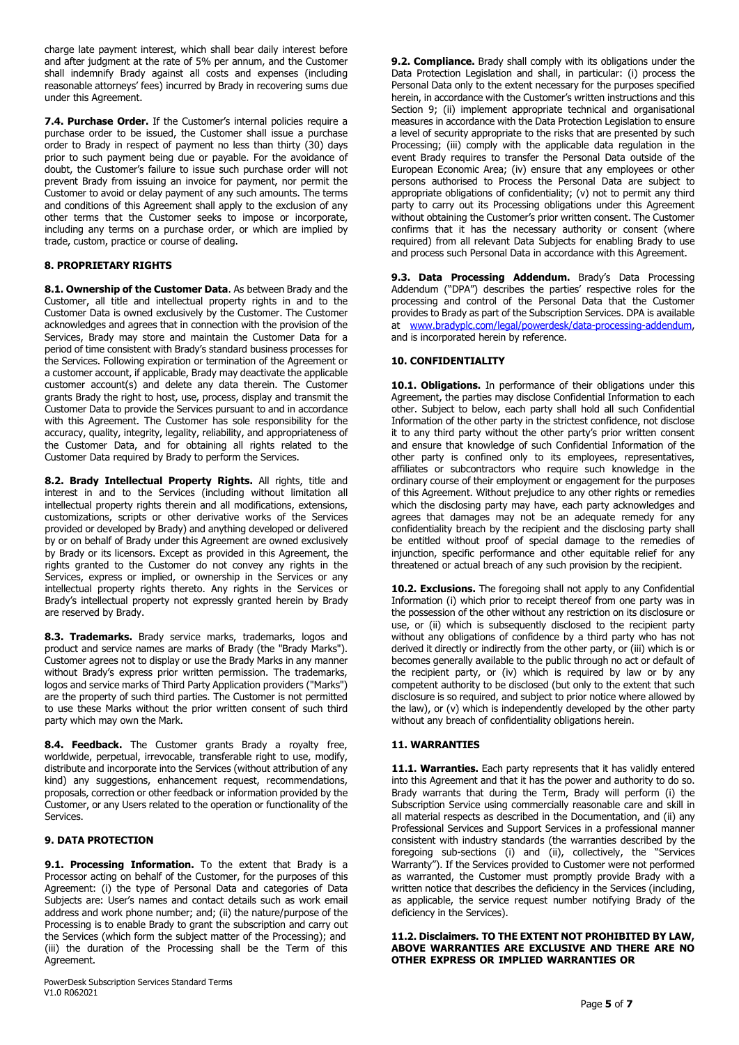charge late payment interest, which shall bear daily interest before and after judgment at the rate of 5% per annum, and the Customer shall indemnify Brady against all costs and expenses (including reasonable attorneys' fees) incurred by Brady in recovering sums due under this Agreement.

**7.4. Purchase Order.** If the Customer's internal policies require a purchase order to be issued, the Customer shall issue a purchase order to Brady in respect of payment no less than thirty (30) days prior to such payment being due or payable. For the avoidance of doubt, the Customer's failure to issue such purchase order will not prevent Brady from issuing an invoice for payment, nor permit the Customer to avoid or delay payment of any such amounts. The terms and conditions of this Agreement shall apply to the exclusion of any other terms that the Customer seeks to impose or incorporate, including any terms on a purchase order, or which are implied by trade, custom, practice or course of dealing.

## 8. PROPRIETARY RIGHTS

**8.1. Ownership of the Customer Data**. As between Brady and the Customer, all title and intellectual property rights in and to the Customer Data is owned exclusively by the Customer. The Customer acknowledges and agrees that in connection with the provision of the Services, Brady may store and maintain the Customer Data for a period of time consistent with Brady's standard business processes for the Services. Following expiration or termination of the Agreement or a customer account, if applicable, Brady may deactivate the applicable customer account(s) and delete any data therein. The Customer grants Brady the right to host, use, process, display and transmit the Customer Data to provide the Services pursuant to and in accordance with this Agreement. The Customer has sole responsibility for the accuracy, quality, integrity, legality, reliability, and appropriateness of the Customer Data, and for obtaining all rights related to the Customer Data required by Brady to perform the Services.

**8.2. Brady Intellectual Property Rights.** All rights, title and interest in and to the Services (including without limitation all intellectual property rights therein and all modifications, extensions, customizations, scripts or other derivative works of the Services provided or developed by Brady) and anything developed or delivered by or on behalf of Brady under this Agreement are owned exclusively by Brady or its licensors. Except as provided in this Agreement, the rights granted to the Customer do not convey any rights in the Services, express or implied, or ownership in the Services or any intellectual property rights thereto. Any rights in the Services or Brady's intellectual property not expressly granted herein by Brady are reserved by Brady.

**8.3. Trademarks.** Brady service marks, trademarks, logos and product and service names are marks of Brady (the "Brady Marks"). Customer agrees not to display or use the Brady Marks in any manner without Brady's express prior written permission. The trademarks, logos and service marks of Third Party Application providers ("Marks") are the property of such third parties. The Customer is not permitted to use these Marks without the prior written consent of such third party which may own the Mark.

**8.4. Feedback.** The Customer grants Brady a royalty free, worldwide, perpetual, irrevocable, transferable right to use, modify, distribute and incorporate into the Services (without attribution of any kind) any suggestions, enhancement request, recommendations, proposals, correction or other feedback or information provided by the Customer, or any Users related to the operation or functionality of the Services.

## 9. DATA PROTECTION

**9.1. Processing Information.** To the extent that Brady is a Processor acting on behalf of the Customer, for the purposes of this Agreement: (i) the type of Personal Data and categories of Data Subjects are: User's names and contact details such as work email address and work phone number; and; (ii) the nature/purpose of the Processing is to enable Brady to grant the subscription and carry out the Services (which form the subject matter of the Processing); and (iii) the duration of the Processing shall be the Term of this Agreement.

**9.2. Compliance.** Brady shall comply with its obligations under the Data Protection Legislation and shall, in particular: (i) process the Personal Data only to the extent necessary for the purposes specified herein, in accordance with the Customer's written instructions and this Section 9; (ii) implement appropriate technical and organisational measures in accordance with the Data Protection Legislation to ensure a level of security appropriate to the risks that are presented by such Processing; (iii) comply with the applicable data regulation in the event Brady requires to transfer the Personal Data outside of the European Economic Area; (iv) ensure that any employees or other persons authorised to Process the Personal Data are subject to appropriate obligations of confidentiality; (v) not to permit any third party to carry out its Processing obligations under this Agreement without obtaining the Customer's prior written consent. The Customer confirms that it has the necessary authority or consent (where required) from all relevant Data Subjects for enabling Brady to use and process such Personal Data in accordance with this Agreement.

**9.3. Data Processing Addendum.** Brady's Data Processing Addendum ("DPA") describes the parties' respective roles for the processing and control of the Personal Data that the Customer provides to Brady as part of the Subscription Services. DPA is available at www.bradyplc.com/legal/powerdesk/data-processing-addendum, and is incorporated herein by reference.

## 10. CONFIDENTIALITY

**10.1. Obligations.** In performance of their obligations under this Agreement, the parties may disclose Confidential Information to each other. Subject to below, each party shall hold all such Confidential Information of the other party in the strictest confidence, not disclose it to any third party without the other party's prior written consent and ensure that knowledge of such Confidential Information of the other party is confined only to its employees, representatives, affiliates or subcontractors who require such knowledge in the ordinary course of their employment or engagement for the purposes of this Agreement. Without prejudice to any other rights or remedies which the disclosing party may have, each party acknowledges and agrees that damages may not be an adequate remedy for any confidentiality breach by the recipient and the disclosing party shall be entitled without proof of special damage to the remedies of injunction, specific performance and other equitable relief for any threatened or actual breach of any such provision by the recipient.

**10.2. Exclusions.** The foregoing shall not apply to any Confidential Information (i) which prior to receipt thereof from one party was in the possession of the other without any restriction on its disclosure or use, or (ii) which is subsequently disclosed to the recipient party without any obligations of confidence by a third party who has not derived it directly or indirectly from the other party, or (iii) which is or becomes generally available to the public through no act or default of the recipient party, or (iv) which is required by law or by any competent authority to be disclosed (but only to the extent that such disclosure is so required, and subject to prior notice where allowed by the law), or (v) which is independently developed by the other party without any breach of confidentiality obligations herein.

## 11. WARRANTIES

**11.1. Warranties.** Each party represents that it has validly entered into this Agreement and that it has the power and authority to do so. Brady warrants that during the Term, Brady will perform (i) the Subscription Service using commercially reasonable care and skill in all material respects as described in the Documentation, and (ii) any Professional Services and Support Services in a professional manner consistent with industry standards (the warranties described by the foregoing sub-sections (i) and (ii), collectively, the "Services Warranty"). If the Services provided to Customer were not performed as warranted, the Customer must promptly provide Brady with a written notice that describes the deficiency in the Services (including, as applicable, the service request number notifying Brady of the deficiency in the Services).

**11.2. Disclaimers. TO THE EXTENT NOT PROHIBITED BY LAW, ABOVE WARRANTIES ARE EXCLUSIVE AND THERE ARE NO OTHER EXPRESS OR IMPLIED WARRANTIES OR**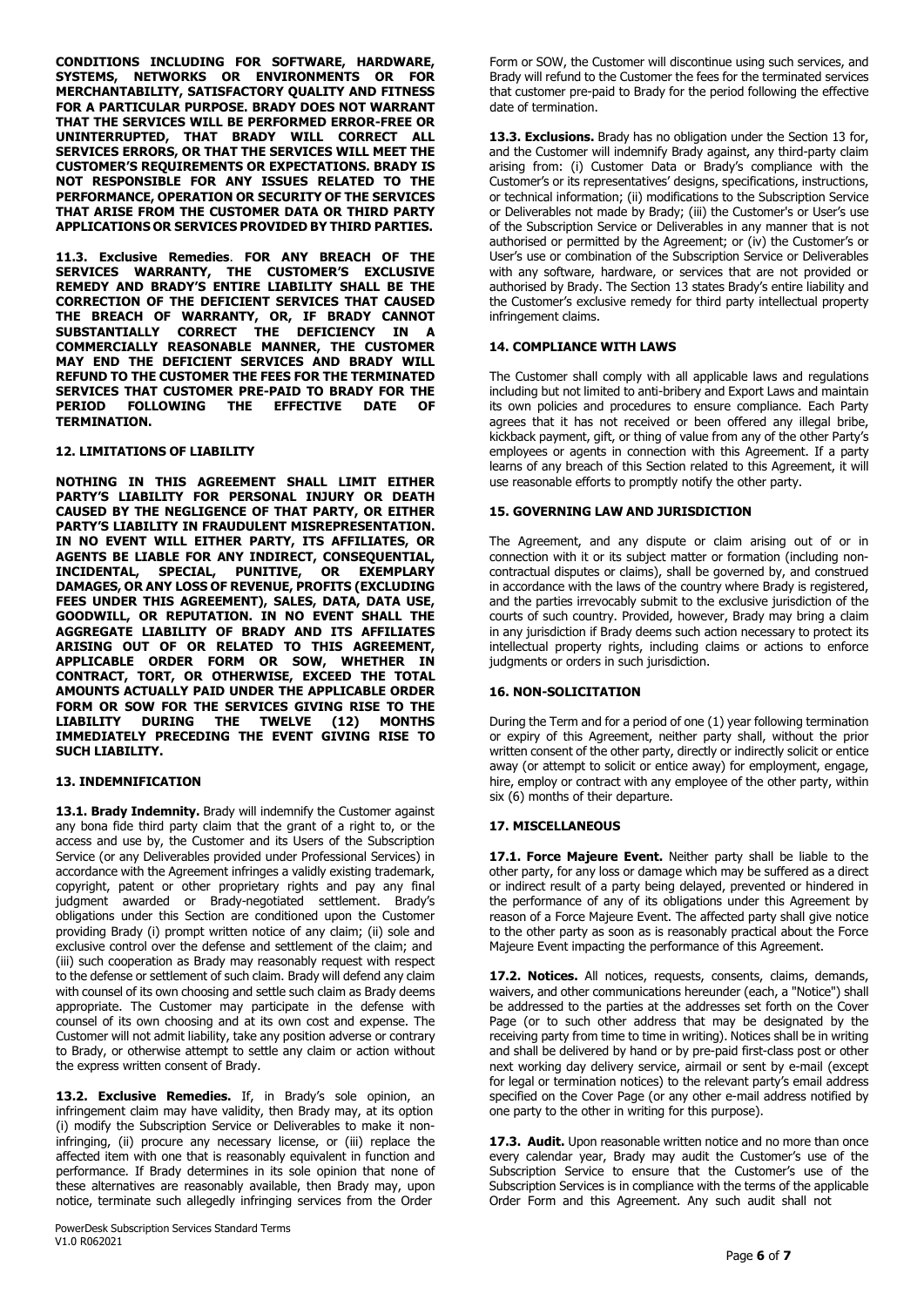**CONDITIONS INCLUDING FOR SOFTWARE, HARDWARE, SYSTEMS, NETWORKS OR ENVIRONMENTS OR FOR MERCHANTABILITY, SATISFACTORY QUALITY AND FITNESS FOR A PARTICULAR PURPOSE. BRADY DOES NOT WARRANT THAT THE SERVICES WILL BE PERFORMED ERROR-FREE OR UNINTERRUPTED, THAT BRADY WILL CORRECT ALL SERVICES ERRORS, OR THAT THE SERVICES WILL MEET THE CUSTOMER'S REQUIREMENTS OR EXPECTATIONS. BRADY IS NOT RESPONSIBLE FOR ANY ISSUES RELATED TO THE PERFORMANCE, OPERATION OR SECURITY OF THE SERVICES THAT ARISE FROM THE CUSTOMER DATA OR THIRD PARTY APPLICATIONS OR SERVICES PROVIDED BY THIRD PARTIES.**

**11.3. Exclusive Remedies**. **FOR ANY BREACH OF THE SERVICES WARRANTY, THE CUSTOMER'S EXCLUSIVE REMEDY AND BRADY'S ENTIRE LIABILITY SHALL BE THE CORRECTION OF THE DEFICIENT SERVICES THAT CAUSED THE BREACH OF WARRANTY, OR, IF BRADY CANNOT SUBSTANTIALLY CORRECT THE DEFICIENCY IN A COMMERCIALLY REASONABLE MANNER, THE CUSTOMER MAY END THE DEFICIENT SERVICES AND BRADY WILL REFUND TO THE CUSTOMER THE FEES FOR THE TERMINATED SERVICES THAT CUSTOMER PRE-PAID TO BRADY FOR THE PERIOD FOLLOWING THE EFFECTIVE DATE OF TERMINATION.**

## 12. LIMITATIONS OF LIABILITY

**NOTHING IN THIS AGREEMENT SHALL LIMIT EITHER PARTY'S LIABILITY FOR PERSONAL INJURY OR DEATH CAUSED BY THE NEGLIGENCE OF THAT PARTY, OR EITHER PARTY'S LIABILITY IN FRAUDULENT MISREPRESENTATION. IN NO EVENT WILL EITHER PARTY, ITS AFFILIATES, OR AGENTS BE LIABLE FOR ANY INDIRECT, CONSEQUENTIAL, INCIDENTAL, SPECIAL, PUNITIVE, OR EXEMPLARY DAMAGES, OR ANY LOSS OF REVENUE, PROFITS (EXCLUDING FEES UNDER THIS AGREEMENT), SALES, DATA, DATA USE, GOODWILL, OR REPUTATION. IN NO EVENT SHALL THE AGGREGATE LIABILITY OF BRADY AND ITS AFFILIATES ARISING OUT OF OR RELATED TO THIS AGREEMENT, APPLICABLE ORDER FORM OR SOW, WHETHER IN CONTRACT, TORT, OR OTHERWISE, EXCEED THE TOTAL AMOUNTS ACTUALLY PAID UNDER THE APPLICABLE ORDER FORM OR SOW FOR THE SERVICES GIVING RISE TO THE LIABILITY DURING THE TWELVE (12) MONTHS IMMEDIATELY PRECEDING THE EVENT GIVING RISE TO SUCH LIABILITY.**

## 13. INDEMNIFICATION

**13.1. Brady Indemnity.** Brady will indemnify the Customer against any bona fide third party claim that the grant of a right to, or the access and use by, the Customer and its Users of the Subscription Service (or any Deliverables provided under Professional Services) in accordance with the Agreement infringes a validly existing trademark, copyright, patent or other proprietary rights and pay any final judgment awarded or Brady-negotiated settlement. Brady's obligations under this Section are conditioned upon the Customer providing Brady (i) prompt written notice of any claim; (ii) sole and exclusive control over the defense and settlement of the claim; and (iii) such cooperation as Brady may reasonably request with respect to the defense or settlement of such claim. Brady will defend any claim with counsel of its own choosing and settle such claim as Brady deems appropriate. The Customer may participate in the defense with counsel of its own choosing and at its own cost and expense. The Customer will not admit liability, take any position adverse or contrary to Brady, or otherwise attempt to settle any claim or action without the express written consent of Brady.

**13.2. Exclusive Remedies.** If, in Brady's sole opinion, an infringement claim may have validity, then Brady may, at its option (i) modify the Subscription Service or Deliverables to make it non-infringing, (ii) procure any necessary license, or (iii) replace the affected item with one that is reasonably equivalent in function and performance. If Brady determines in its sole opinion that none of these alternatives are reasonably available, then Brady may, upon notice, terminate such allegedly infringing services from the Order Form or SOW, the Customer will discontinue using such services, and Brady will refund to the Customer the fees for the terminated services that customer pre-paid to Brady for the period following the effective date of termination.

**13.3. Exclusions.** Brady has no obligation under the Section 13 for, and the Customer will indemnify Brady against, any third-party claim arising from: (i) Customer Data or Brady's compliance with the Customer's or its representatives' designs, specifications, instructions, or technical information; (ii) modifications to the Subscription Service or Deliverables not made by Brady; (iii) the Customer's or User's use of the Subscription Service or Deliverables in any manner that is not authorised or permitted by the Agreement; or (iv) the Customer's or User's use or combination of the Subscription Service or Deliverables with any software, hardware, or services that are not provided or authorised by Brady. The Section 13 states Brady's entire liability and the Customer's exclusive remedy for third party intellectual property infringement claims.

## 14. COMPLIANCE WITH LAWS

The Customer shall comply with all applicable laws and regulations including but not limited to anti-bribery and Export Laws and maintain its own policies and procedures to ensure compliance. Each Party agrees that it has not received or been offered any illegal bribe, kickback payment, gift, or thing of value from any of the other Party's employees or agents in connection with this Agreement. If a party learns of any breach of this Section related to this Agreement, it will use reasonable efforts to promptly notify the other party.

## 15. GOVERNING LAW AND JURISDICTION

The Agreement, and any dispute or claim arising out of or in connection with it or its subject matter or formation (including non-contractual disputes or claims), shall be governed by, and construed in accordance with the laws of the country where Brady is registered, and the parties irrevocably submit to the exclusive jurisdiction of the courts of such country. Provided, however, Brady may bring a claim in any jurisdiction if Brady deems such action necessary to protect its intellectual property rights, including claims or actions to enforce judgments or orders in such jurisdiction.

## 16. NON-SOLICITATION

During the Term and for a period of one (1) year following termination or expiry of this Agreement, neither party shall, without the prior written consent of the other party, directly or indirectly solicit or entice away (or attempt to solicit or entice away) for employment, engage, hire, employ or contract with any employee of the other party, within six (6) months of their departure.

## 17. MISCELLANEOUS

**17.1. Force Majeure Event.** Neither party shall be liable to the other party, for any loss or damage which may be suffered as a direct or indirect result of a party being delayed, prevented or hindered in the performance of any of its obligations under this Agreement by reason of a Force Majeure Event. The affected party shall give notice to the other party as soon as is reasonably practical about the Force Majeure Event impacting the performance of this Agreement.

**17.2. Notices.** All notices, requests, consents, claims, demands, waivers, and other communications hereunder (each, a "Notice") shall be addressed to the parties at the addresses set forth on the Cover Page (or to such other address that may be designated by the receiving party from time to time in writing). Notices shall be in writing and shall be delivered by hand or by pre-paid first-class post or other next working day delivery service, airmail or sent by e-mail (except for legal or termination notices) to the relevant party's email address specified on the Cover Page (or any other e-mail address notified by one party to the other in writing for this purpose).

**17.3. Audit.** Upon reasonable written notice and no more than once every calendar year, Brady may audit the Customer's use of the Subscription Service to ensure that the Customer's use of the Subscription Services is in compliance with the terms of the applicable Order Form and this Agreement. Any such audit shall not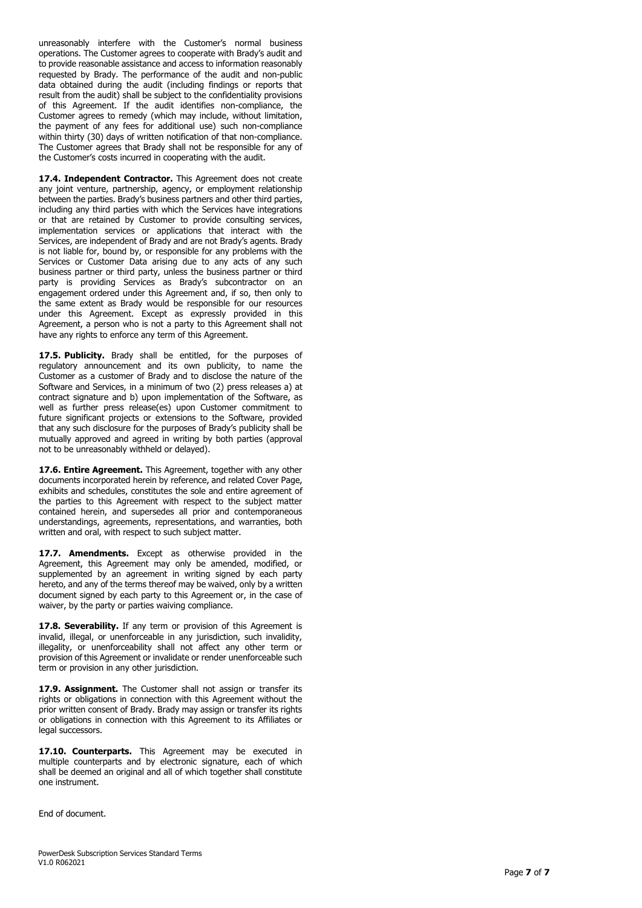unreasonably interfere with the Customer's normal business operations. The Customer agrees to cooperate with Brady's audit and to provide reasonable assistance and access to information reasonably requested by Brady. The performance of the audit and non-public data obtained during the audit (including findings or reports that result from the audit) shall be subject to the confidentiality provisions of this Agreement. If the audit identifies non-compliance, the Customer agrees to remedy (which may include, without limitation, the payment of any fees for additional use) such non-compliance within thirty (30) days of written notification of that non-compliance. The Customer agrees that Brady shall not be responsible for any of the Customer's costs incurred in cooperating with the audit.

**17.4. Independent Contractor.** This Agreement does not create any joint venture, partnership, agency, or employment relationship between the parties. Brady's business partners and other third parties, including any third parties with which the Services have integrations or that are retained by Customer to provide consulting services, implementation services or applications that interact with the Services, are independent of Brady and are not Brady's agents. Brady is not liable for, bound by, or responsible for any problems with the Services or Customer Data arising due to any acts of any such business partner or third party, unless the business partner or third party is providing Services as Brady's subcontractor on an engagement ordered under this Agreement and, if so, then only to the same extent as Brady would be responsible for our resources under this Agreement. Except as expressly provided in this Agreement, a person who is not a party to this Agreement shall not have any rights to enforce any term of this Agreement.

**17.5. Publicity.** Brady shall be entitled, for the purposes of regulatory announcement and its own publicity, to name the Customer as a customer of Brady and to disclose the nature of the Software and Services, in a minimum of two (2) press releases a) at contract signature and b) upon implementation of the Software, as well as further press release(es) upon Customer commitment to future significant projects or extensions to the Software, provided that any such disclosure for the purposes of Brady's publicity shall be mutually approved and agreed in writing by both parties (approval not to be unreasonably withheld or delayed).

**17.6. Entire Agreement.** This Agreement, together with any other documents incorporated herein by reference, and related Cover Page, exhibits and schedules, constitutes the sole and entire agreement of the parties to this Agreement with respect to the subject matter contained herein, and supersedes all prior and contemporaneous understandings, agreements, representations, and warranties, both written and oral, with respect to such subject matter.

**17.7. Amendments.** Except as otherwise provided in the Agreement, this Agreement may only be amended, modified, or supplemented by an agreement in writing signed by each party hereto, and any of the terms thereof may be waived, only by a written document signed by each party to this Agreement or, in the case of waiver, by the party or parties waiving compliance.

**17.8. Severability.** If any term or provision of this Agreement is invalid, illegal, or unenforceable in any jurisdiction, such invalidity, illegality, or unenforceability shall not affect any other term or provision of this Agreement or invalidate or render unenforceable such term or provision in any other jurisdiction.

**17.9. Assignment.** The Customer shall not assign or transfer its rights or obligations in connection with this Agreement without the prior written consent of Brady. Brady may assign or transfer its rights or obligations in connection with this Agreement to its Affiliates or legal successors.

**17.10. Counterparts.** This Agreement may be executed in multiple counterparts and by electronic signature, each of which shall be deemed an original and all of which together shall constitute one instrument.

End of document.